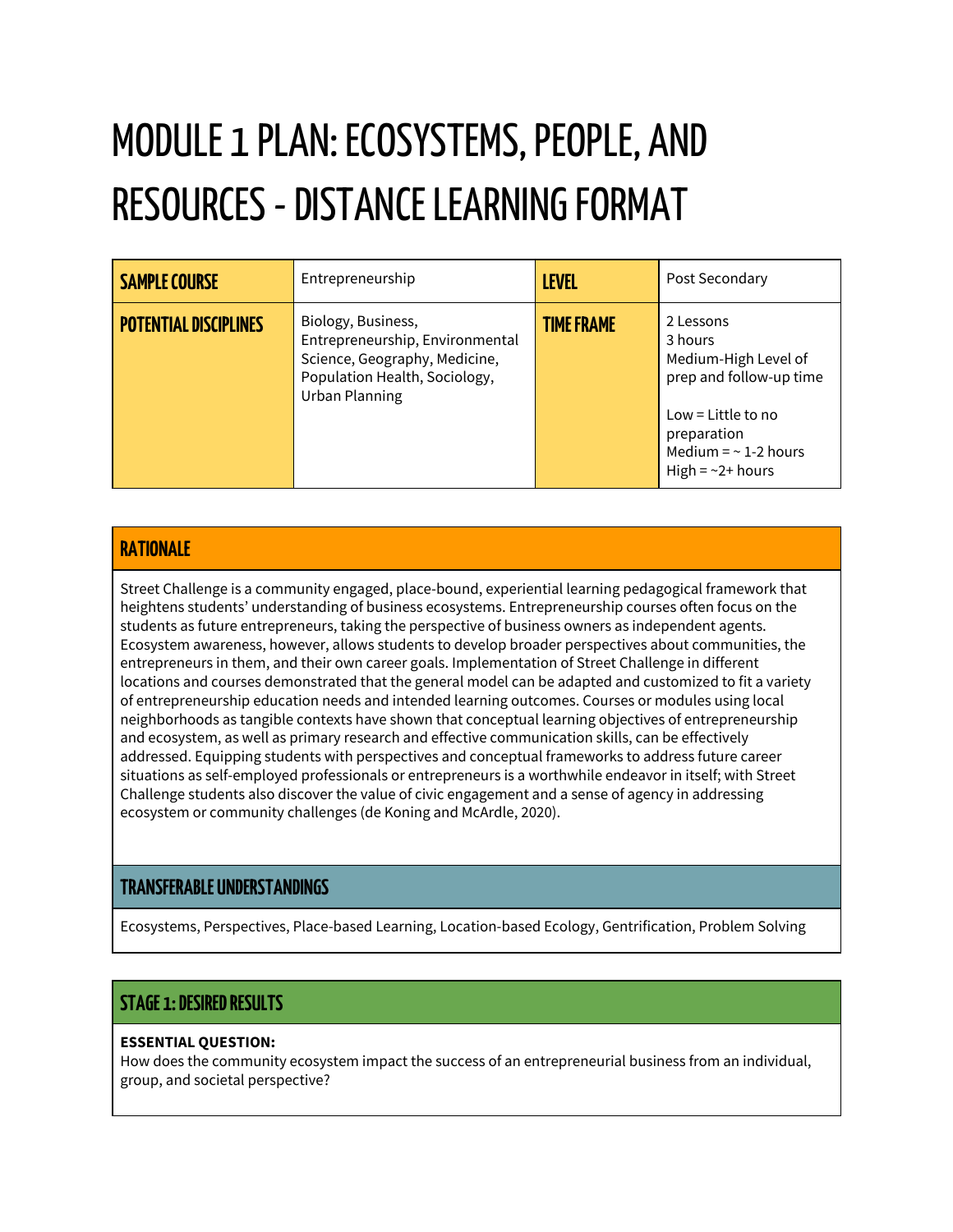# MODULE 1 PLAN: ECOSYSTEMS, PEOPLE, AND RESOURCES - DISTANCE LEARNING FORMAT

| **SAMPLE COURSE** | Entrepreneurship | **LEVEL** | Post Secondary |
|---|---|---|---|
| **POTENTIAL DISCIPLINES** | Biology, Business, Entrepreneurship, Environmental Science, Geography, Medicine, Population Health, Sociology, Urban Planning | **TIME FRAME** | 2 Lessons<br>3 hours<br>Medium-High Level of prep and follow-up time<br><br>Low = Little to no preparation<br>Medium = ~ 1-2 hours<br>High = ~2+ hours |

## RATIONALE

Street Challenge is a community engaged, place-bound, experiential learning pedagogical framework that heightens students' understanding of business ecosystems. Entrepreneurship courses often focus on the students as future entrepreneurs, taking the perspective of business owners as independent agents. Ecosystem awareness, however, allows students to develop broader perspectives about communities, the entrepreneurs in them, and their own career goals. Implementation of Street Challenge in different locations and courses demonstrated that the general model can be adapted and customized to fit a variety of entrepreneurship education needs and intended learning outcomes. Courses or modules using local neighborhoods as tangible contexts have shown that conceptual learning objectives of entrepreneurship and ecosystem, as well as primary research and effective communication skills, can be effectively addressed. Equipping students with perspectives and conceptual frameworks to address future career situations as self-employed professionals or entrepreneurs is a worthwhile endeavor in itself; with Street Challenge students also discover the value of civic engagement and a sense of agency in addressing ecosystem or community challenges (de Koning and McArdle, 2020).

## TRANSFERABLE UNDERSTANDINGS

Ecosystems, Perspectives, Place-based Learning, Location-based Ecology, Gentrification, Problem Solving

## STAGE 1: DESIRED RESULTS

**ESSENTIAL QUESTION:**
How does the community ecosystem impact the success of an entrepreneurial business from an individual, group, and societal perspective?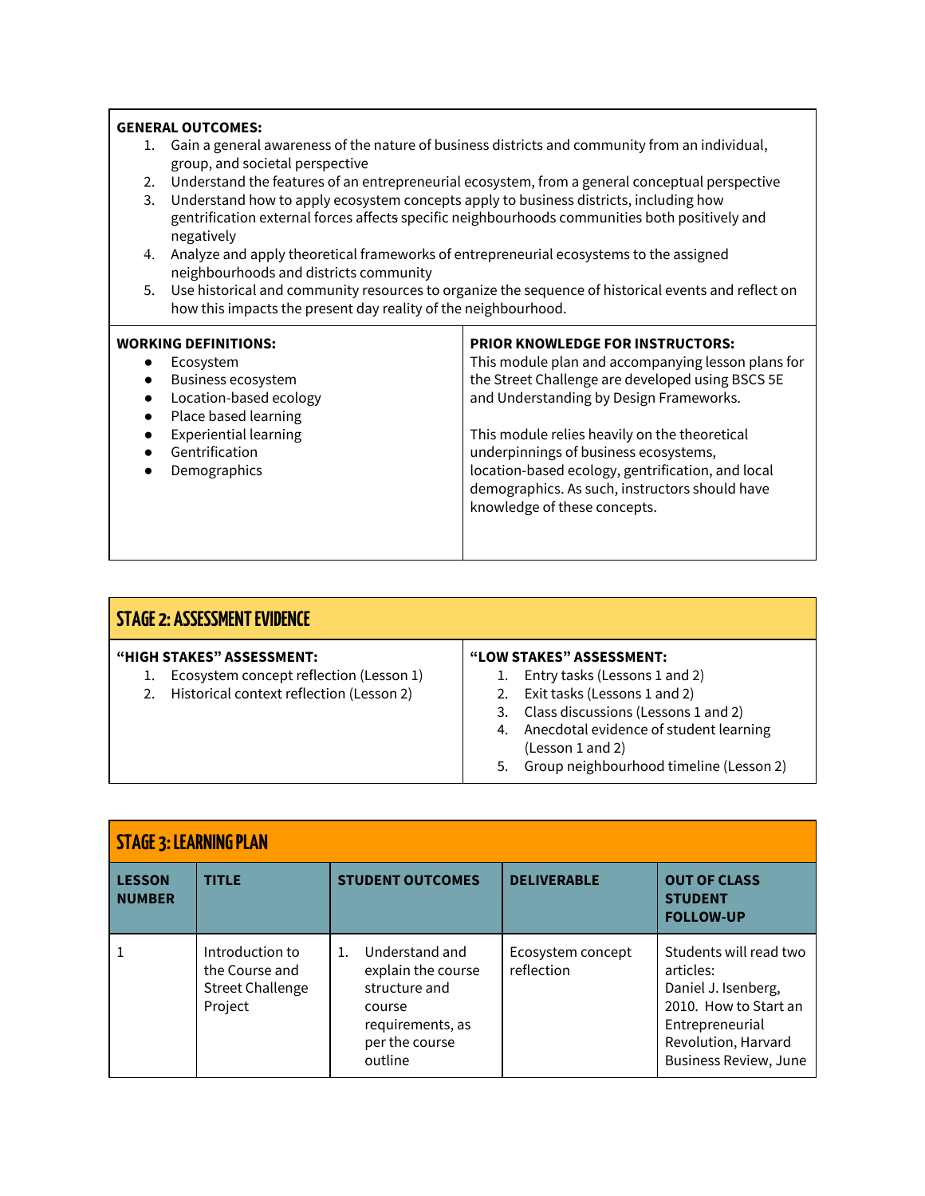**GENERAL OUTCOMES:**

1. Gain a general awareness of the nature of business districts and community from an individual, group, and societal perspective
2. Understand the features of an entrepreneurial ecosystem, from a general conceptual perspective
3. Understand how to apply ecosystem concepts apply to business districts, including how gentrification external forces affects specific neighbourhoods communities both positively and negatively
4. Analyze and apply theoretical frameworks of entrepreneurial ecosystems to the assigned neighbourhoods and districts community
5. Use historical and community resources to organize the sequence of historical events and reflect on how this impacts the present day reality of the neighbourhood.

**WORKING DEFINITIONS:**

- Ecosystem
- Business ecosystem
- Location-based ecology
- Place based learning
- Experiential learning
- Gentrification
- Demographics

**PRIOR KNOWLEDGE FOR INSTRUCTORS:**

This module plan and accompanying lesson plans for the Street Challenge are developed using BSCS 5E and Understanding by Design Frameworks.

This module relies heavily on the theoretical underpinnings of business ecosystems, location-based ecology, gentrification, and local demographics. As such, instructors should have knowledge of these concepts.

## STAGE 2: ASSESSMENT EVIDENCE

**"HIGH STAKES" ASSESSMENT:**

1. Ecosystem concept reflection (Lesson 1)
2. Historical context reflection (Lesson 2)

**"LOW STAKES" ASSESSMENT:**

1. Entry tasks (Lessons 1 and 2)
2. Exit tasks (Lessons 1 and 2)
3. Class discussions (Lessons 1 and 2)
4. Anecdotal evidence of student learning (Lesson 1 and 2)
5. Group neighbourhood timeline (Lesson 2)

## STAGE 3: LEARNING PLAN

| LESSON NUMBER | TITLE | STUDENT OUTCOMES | DELIVERABLE | OUT OF CLASS STUDENT FOLLOW-UP |
|---|---|---|---|---|
| 1 | Introduction to the Course and Street Challenge Project | 1. Understand and explain the course structure and course requirements, as per the course outline | Ecosystem concept reflection | Students will read two articles: Daniel J. Isenberg, 2010. How to Start an Entrepreneurial Revolution, Harvard Business Review, June |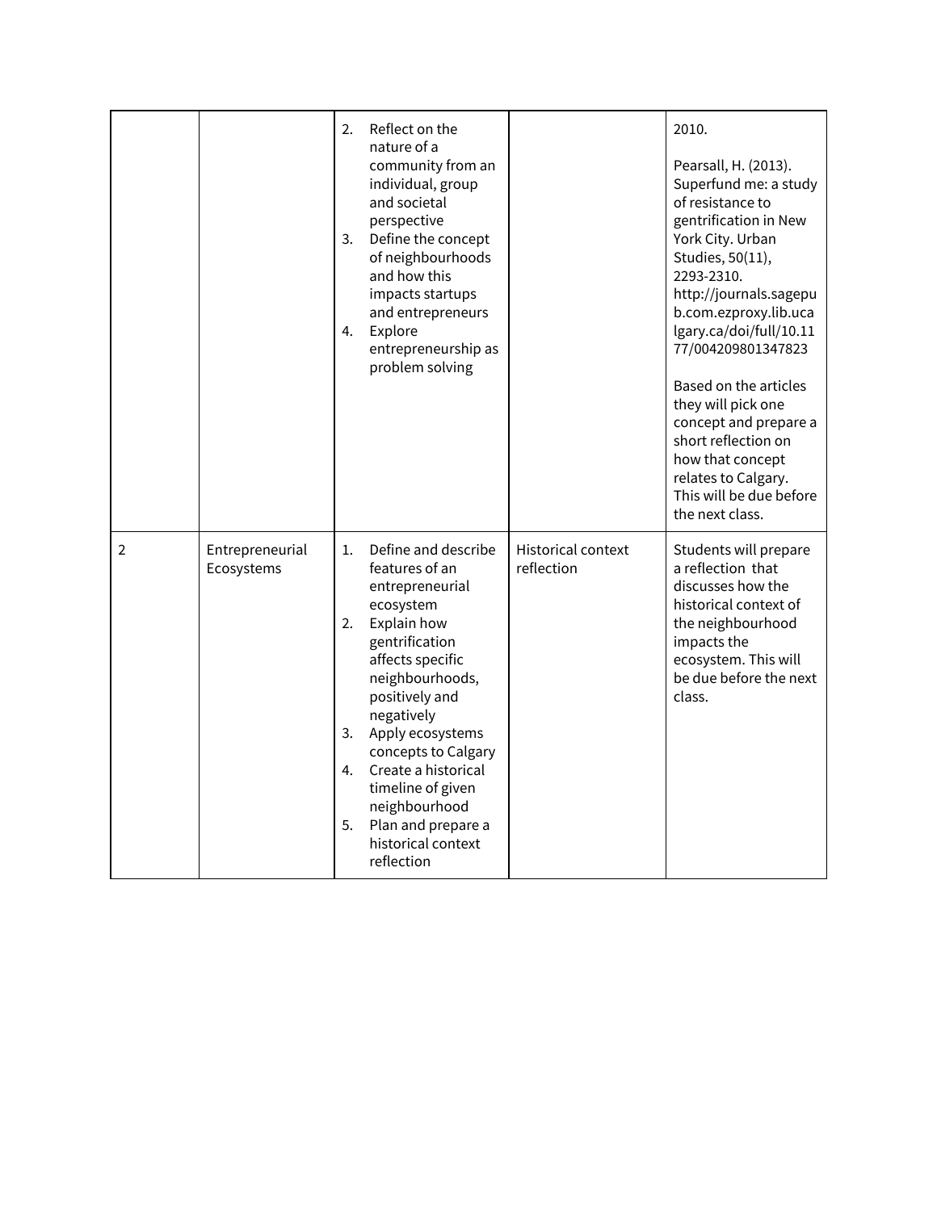| | | | | |
|---|---|---|---|---|
| | | 2. Reflect on the nature of a community from an individual, group and societal perspective<br>3. Define the concept of neighbourhoods and how this impacts startups and entrepreneurs<br>4. Explore entrepreneurship as problem solving | | 2010.<br><br>Pearsall, H. (2013). Superfund me: a study of resistance to gentrification in New York City. Urban Studies, 50(11), 2293-2310. http://journals.sagepub.com.ezproxy.lib.ucalgary.ca/doi/full/10.1177/004209801347823<br><br>Based on the articles they will pick one concept and prepare a short reflection on how that concept relates to Calgary. This will be due before the next class. |
| 2 | Entrepreneurial Ecosystems | 1. Define and describe features of an entrepreneurial ecosystem<br>2. Explain how gentrification affects specific neighbourhoods, positively and negatively<br>3. Apply ecosystems concepts to Calgary<br>4. Create a historical timeline of given neighbourhood<br>5. Plan and prepare a historical context reflection | Historical context reflection | Students will prepare a reflection that discusses how the historical context of the neighbourhood impacts the ecosystem. This will be due before the next class. |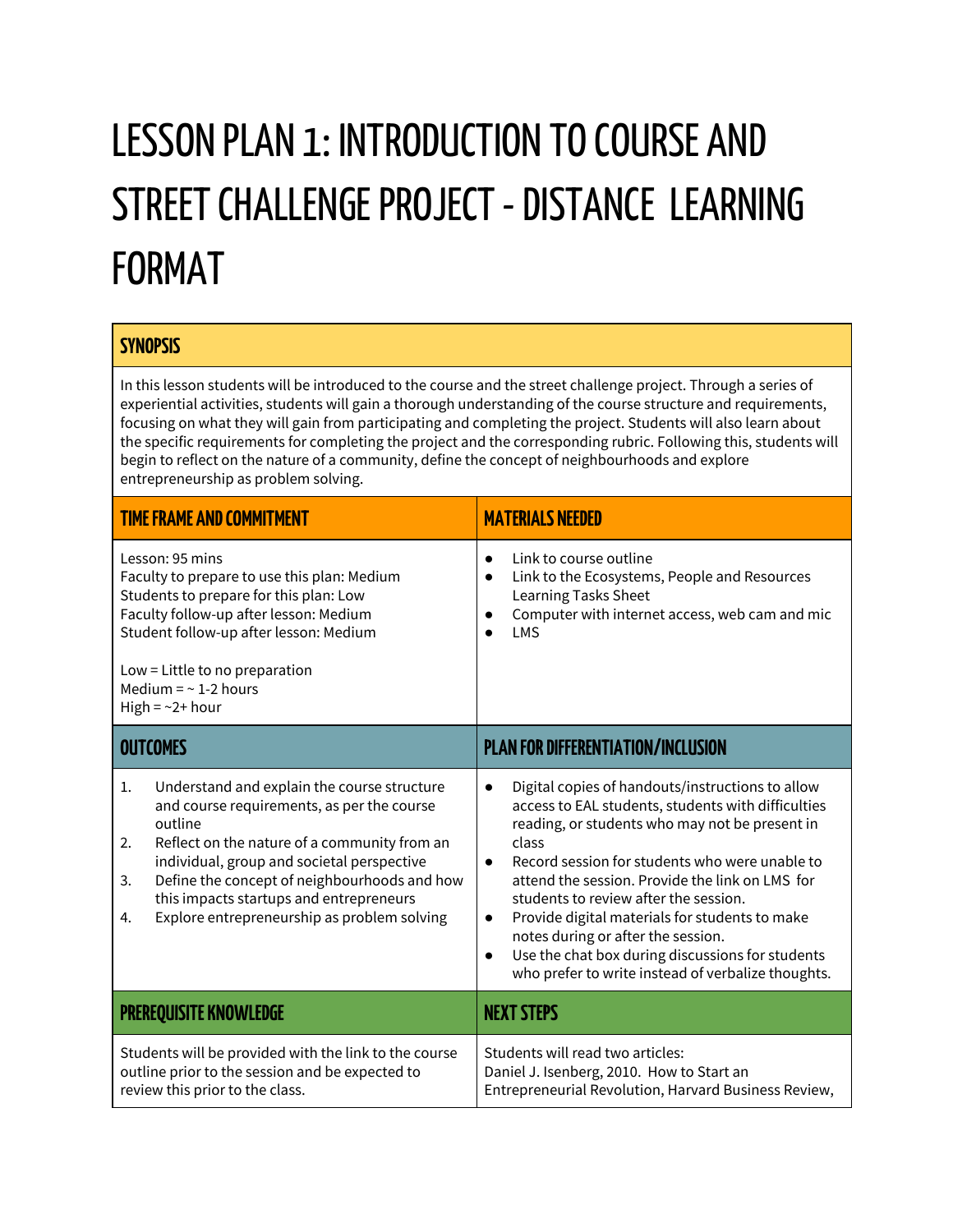# LESSON PLAN 1: INTRODUCTION TO COURSE AND STREET CHALLENGE PROJECT - DISTANCE LEARNING FORMAT

## SYNOPSIS

In this lesson students will be introduced to the course and the street challenge project. Through a series of experiential activities, students will gain a thorough understanding of the course structure and requirements, focusing on what they will gain from participating and completing the project. Students will also learn about the specific requirements for completing the project and the corresponding rubric. Following this, students will begin to reflect on the nature of a community, define the concept of neighbourhoods and explore entrepreneurship as problem solving.

| TIME FRAME AND COMMITMENT | MATERIALS NEEDED |
|---|---|
| Lesson: 95 mins<br>Faculty to prepare to use this plan: Medium<br>Students to prepare for this plan: Low<br>Faculty follow-up after lesson: Medium<br>Student follow-up after lesson: Medium<br><br>Low = Little to no preparation<br>Medium = ~ 1-2 hours<br>High = ~2+ hour | • Link to course outline<br>• Link to the Ecosystems, People and Resources Learning Tasks Sheet<br>• Computer with internet access, web cam and mic<br>• LMS |

| OUTCOMES | PLAN FOR DIFFERENTIATION/INCLUSION |
|---|---|
| 1. Understand and explain the course structure and course requirements, as per the course outline<br>2. Reflect on the nature of a community from an individual, group and societal perspective<br>3. Define the concept of neighbourhoods and how this impacts startups and entrepreneurs<br>4. Explore entrepreneurship as problem solving | • Digital copies of handouts/instructions to allow access to EAL students, students with difficulties reading, or students who may not be present in class<br>• Record session for students who were unable to attend the session. Provide the link on LMS for students to review after the session.<br>• Provide digital materials for students to make notes during or after the session.<br>• Use the chat box during discussions for students who prefer to write instead of verbalize thoughts. |

| PREREQUISITE KNOWLEDGE | NEXT STEPS |
|---|---|
| Students will be provided with the link to the course outline prior to the session and be expected to review this prior to the class. | Students will read two articles:<br>Daniel J. Isenberg, 2010. How to Start an Entrepreneurial Revolution, Harvard Business Review, |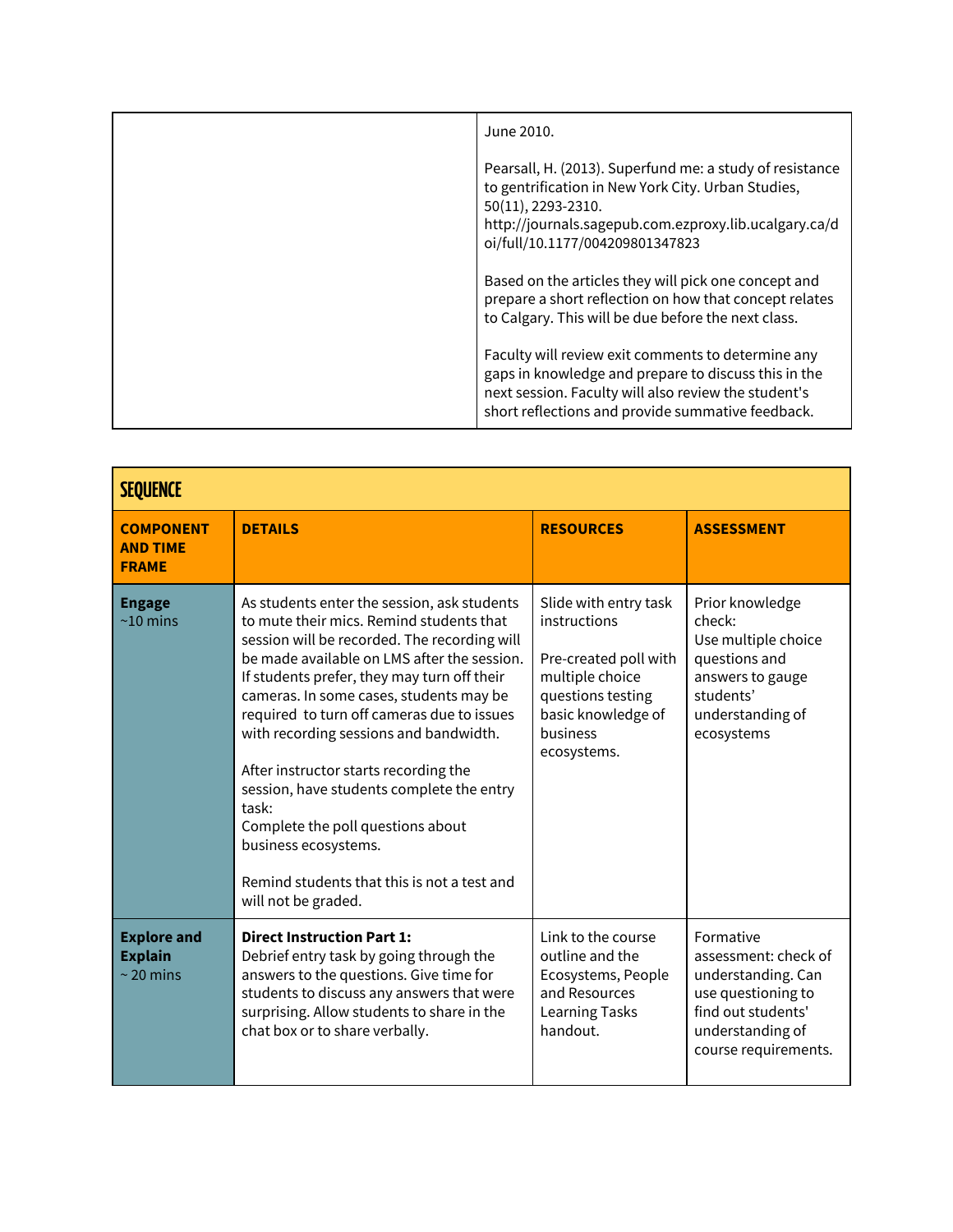| | |
|---|---|
| | June 2010.<br><br>Pearsall, H. (2013). Superfund me: a study of resistance to gentrification in New York City. Urban Studies, 50(11), 2293-2310. http://journals.sagepub.com.ezproxy.lib.ucalgary.ca/doi/full/10.1177/004209801347823<br><br>Based on the articles they will pick one concept and prepare a short reflection on how that concept relates to Calgary. This will be due before the next class.<br><br>Faculty will review exit comments to determine any gaps in knowledge and prepare to discuss this in the next session. Faculty will also review the student's short reflections and provide summative feedback. |

## SEQUENCE

| COMPONENT AND TIME FRAME | DETAILS | RESOURCES | ASSESSMENT |
|---|---|---|---|
| **Engage**<br>~10 mins | As students enter the session, ask students to mute their mics. Remind students that session will be recorded. The recording will be made available on LMS after the session. If students prefer, they may turn off their cameras. In some cases, students may be required to turn off cameras due to issues with recording sessions and bandwidth.<br><br>After instructor starts recording the session, have students complete the entry task:<br>Complete the poll questions about business ecosystems.<br><br>Remind students that this is not a test and will not be graded. | Slide with entry task instructions<br><br>Pre-created poll with multiple choice questions testing basic knowledge of business ecosystems. | Prior knowledge check:<br>Use multiple choice questions and answers to gauge students' understanding of ecosystems |
| **Explore and Explain**<br>~ 20 mins | **Direct Instruction Part 1:**<br>Debrief entry task by going through the answers to the questions. Give time for students to discuss any answers that were surprising. Allow students to share in the chat box or to share verbally. | Link to the course outline and the Ecosystems, People and Resources Learning Tasks handout. | Formative assessment: check of understanding. Can use questioning to find out students' understanding of course requirements. |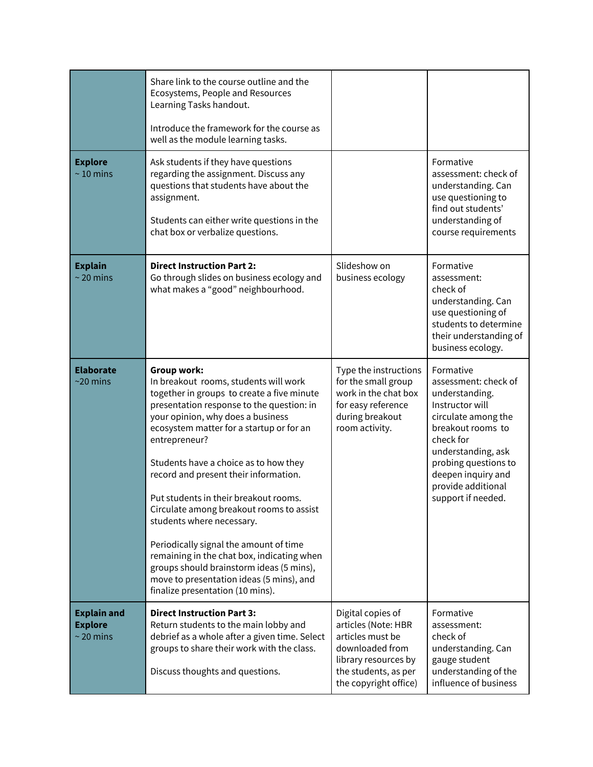| | | | |
|---|---|---|---|
| | Share link to the course outline and the Ecosystems, People and Resources Learning Tasks handout.<br><br>Introduce the framework for the course as well as the module learning tasks. | | |
| **Explore**<br>~ 10 mins | Ask students if they have questions regarding the assignment. Discuss any questions that students have about the assignment.<br><br>Students can either write questions in the chat box or verbalize questions. | | Formative assessment: check of understanding. Can use questioning to find out students' understanding of course requirements |
| **Explain**<br>~ 20 mins | **Direct Instruction Part 2:**<br>Go through slides on business ecology and what makes a "good" neighbourhood. | Slideshow on business ecology | Formative assessment: check of understanding. Can use questioning of students to determine their understanding of business ecology. |
| **Elaborate**<br>~20 mins | **Group work:**<br>In breakout rooms, students will work together in groups to create a five minute presentation response to the question: in your opinion, why does a business ecosystem matter for a startup or for an entrepreneur?<br><br>Students have a choice as to how they record and present their information.<br><br>Put students in their breakout rooms. Circulate among breakout rooms to assist students where necessary.<br><br>Periodically signal the amount of time remaining in the chat box, indicating when groups should brainstorm ideas (5 mins), move to presentation ideas (5 mins), and finalize presentation (10 mins). | Type the instructions for the small group work in the chat box for easy reference during breakout room activity. | Formative assessment: check of understanding. Instructor will circulate among the breakout rooms to check for understanding, ask probing questions to deepen inquiry and provide additional support if needed. |
| **Explain and Explore**<br>~ 20 mins | **Direct Instruction Part 3:**<br>Return students to the main lobby and debrief as a whole after a given time. Select groups to share their work with the class.<br><br>Discuss thoughts and questions. | Digital copies of articles (Note: HBR articles must be downloaded from library resources by the students, as per the copyright office) | Formative assessment: check of understanding. Can gauge student understanding of the influence of business |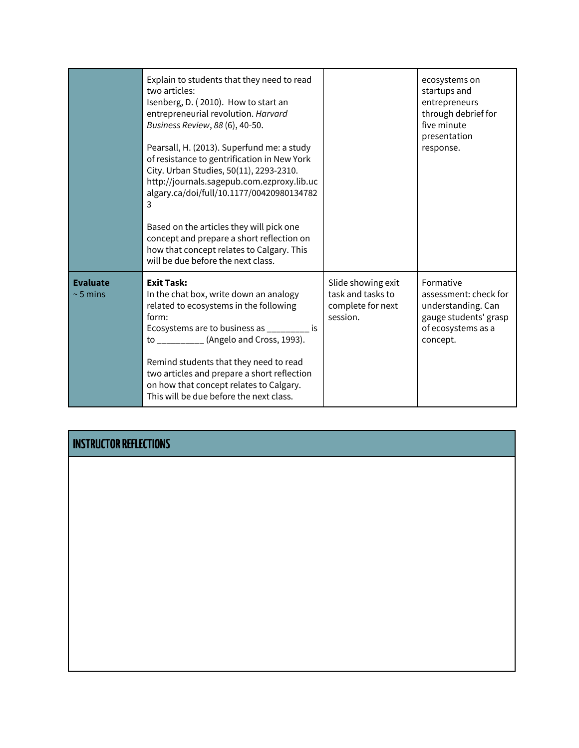| | | | |
|---|---|---|---|
| | Explain to students that they need to read two articles:<br>Isenberg, D. ( 2010). How to start an entrepreneurial revolution. *Harvard Business Review*, *88* (6), 40-50.<br><br>Pearsall, H. (2013). Superfund me: a study of resistance to gentrification in New York City. Urban Studies, 50(11), 2293-2310. http://journals.sagepub.com.ezproxy.lib.ucalgary.ca/doi/full/10.1177/004209801347823<br><br>Based on the articles they will pick one concept and prepare a short reflection on how that concept relates to Calgary. This will be due before the next class. | | ecosystems on startups and entrepreneurs through debrief for five minute presentation response. |
| **Evaluate**<br>~ 5 mins | **Exit Task:**<br>In the chat box, write down an analogy related to ecosystems in the following form:<br>Ecosystems are to business as _________ is to __________ (Angelo and Cross, 1993).<br><br>Remind students that they need to read two articles and prepare a short reflection on how that concept relates to Calgary. This will be due before the next class. | Slide showing exit task and tasks to complete for next session. | Formative assessment: check for understanding. Can gauge students' grasp of ecosystems as a concept. |

| INSTRUCTOR REFLECTIONS |
|---|
| |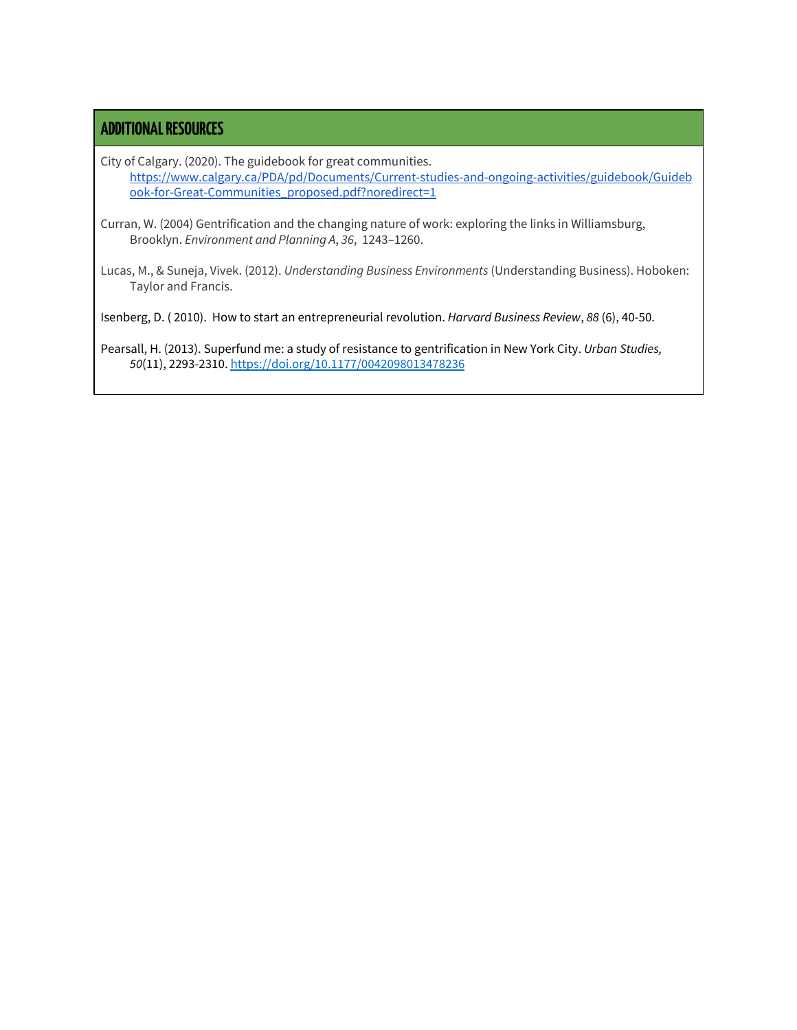## ADDITIONAL RESOURCES

City of Calgary. (2020). The guidebook for great communities. https://www.calgary.ca/PDA/pd/Documents/Current-studies-and-ongoing-activities/guidebook/Guidebook-for-Great-Communities_proposed.pdf?noredirect=1

Curran, W. (2004) Gentrification and the changing nature of work: exploring the links in Williamsburg, Brooklyn. *Environment and Planning A*, *36*, 1243–1260.

Lucas, M., & Suneja, Vivek. (2012). *Understanding Business Environments* (Understanding Business). Hoboken: Taylor and Francis.

Isenberg, D. ( 2010). How to start an entrepreneurial revolution. *Harvard Business Review*, *88* (6), 40-50.

Pearsall, H. (2013). Superfund me: a study of resistance to gentrification in New York City. *Urban Studies, 50*(11), 2293-2310. https://doi.org/10.1177/0042098013478236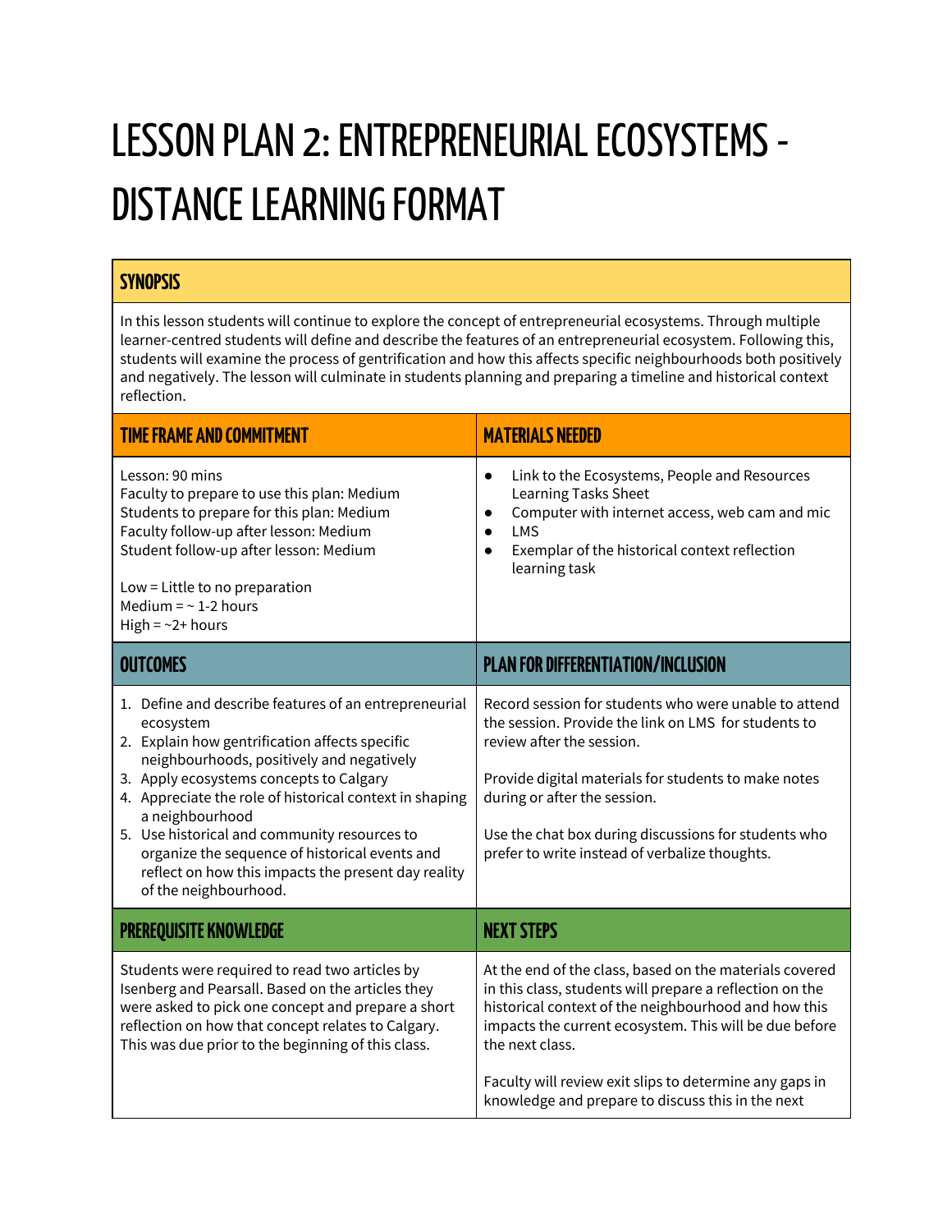# LESSON PLAN 2: ENTREPRENEURIAL ECOSYSTEMS - DISTANCE LEARNING FORMAT

## SYNOPSIS

In this lesson students will continue to explore the concept of entrepreneurial ecosystems. Through multiple learner-centred students will define and describe the features of an entrepreneurial ecosystem. Following this, students will examine the process of gentrification and how this affects specific neighbourhoods both positively and negatively. The lesson will culminate in students planning and preparing a timeline and historical context reflection.

| TIME FRAME AND COMMITMENT | MATERIALS NEEDED |
| --- | --- |
| Lesson: 90 mins<br>Faculty to prepare to use this plan: Medium<br>Students to prepare for this plan: Medium<br>Faculty follow-up after lesson: Medium<br>Student follow-up after lesson: Medium<br><br>Low = Little to no preparation<br>Medium = ~ 1-2 hours<br>High = ~2+ hours | • Link to the Ecosystems, People and Resources Learning Tasks Sheet<br>• Computer with internet access, web cam and mic<br>• LMS<br>• Exemplar of the historical context reflection learning task |

| OUTCOMES | PLAN FOR DIFFERENTIATION/INCLUSION |
| --- | --- |
| 1. Define and describe features of an entrepreneurial ecosystem<br>2. Explain how gentrification affects specific neighbourhoods, positively and negatively<br>3. Apply ecosystems concepts to Calgary<br>4. Appreciate the role of historical context in shaping a neighbourhood<br>5. Use historical and community resources to organize the sequence of historical events and reflect on how this impacts the present day reality of the neighbourhood. | Record session for students who were unable to attend the session. Provide the link on LMS for students to review after the session.<br><br>Provide digital materials for students to make notes during or after the session.<br><br>Use the chat box during discussions for students who prefer to write instead of verbalize thoughts. |

| PREREQUISITE KNOWLEDGE | NEXT STEPS |
| --- | --- |
| Students were required to read two articles by Isenberg and Pearsall. Based on the articles they were asked to pick one concept and prepare a short reflection on how that concept relates to Calgary. This was due prior to the beginning of this class. | At the end of the class, based on the materials covered in this class, students will prepare a reflection on the historical context of the neighbourhood and how this impacts the current ecosystem. This will be due before the next class.<br><br>Faculty will review exit slips to determine any gaps in knowledge and prepare to discuss this in the next |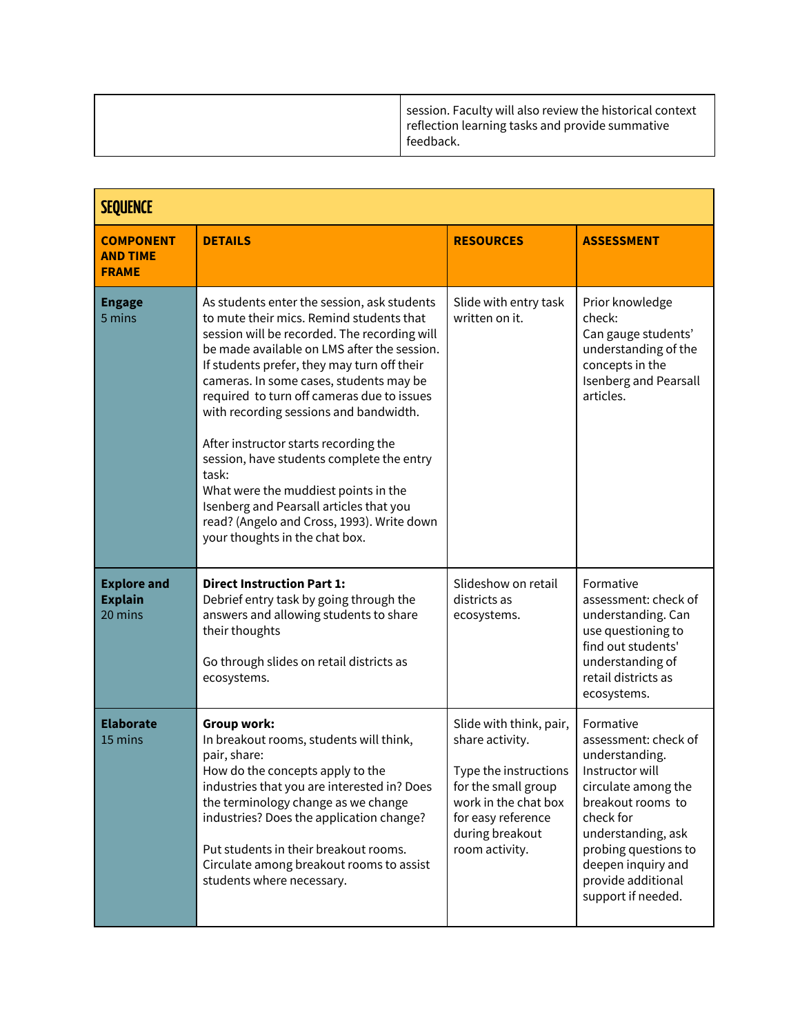| | session. Faculty will also review the historical context reflection learning tasks and provide summative feedback. |
|---|---|

| SEQUENCE | | | |
|---|---|---|---|
| **COMPONENT AND TIME FRAME** | **DETAILS** | **RESOURCES** | **ASSESSMENT** |
| **Engage** 5 mins | As students enter the session, ask students to mute their mics. Remind students that session will be recorded. The recording will be made available on LMS after the session. If students prefer, they may turn off their cameras. In some cases, students may be required to turn off cameras due to issues with recording sessions and bandwidth.<br><br>After instructor starts recording the session, have students complete the entry task:<br>What were the muddiest points in the Isenberg and Pearsall articles that you read? (Angelo and Cross, 1993). Write down your thoughts in the chat box. | Slide with entry task written on it. | Prior knowledge check:<br>Can gauge students' understanding of the concepts in the Isenberg and Pearsall articles. |
| **Explore and Explain** 20 mins | **Direct Instruction Part 1:**<br>Debrief entry task by going through the answers and allowing students to share their thoughts<br><br>Go through slides on retail districts as ecosystems. | Slideshow on retail districts as ecosystems. | Formative assessment: check of understanding. Can use questioning to find out students' understanding of retail districts as ecosystems. |
| **Elaborate** 15 mins | **Group work:**<br>In breakout rooms, students will think, pair, share:<br>How do the concepts apply to the industries that you are interested in? Does the terminology change as we change industries? Does the application change?<br><br>Put students in their breakout rooms. Circulate among breakout rooms to assist students where necessary. | Slide with think, pair, share activity.<br><br>Type the instructions for the small group work in the chat box for easy reference during breakout room activity. | Formative assessment: check of understanding. Instructor will circulate among the breakout rooms to check for understanding, ask probing questions to deepen inquiry and provide additional support if needed. |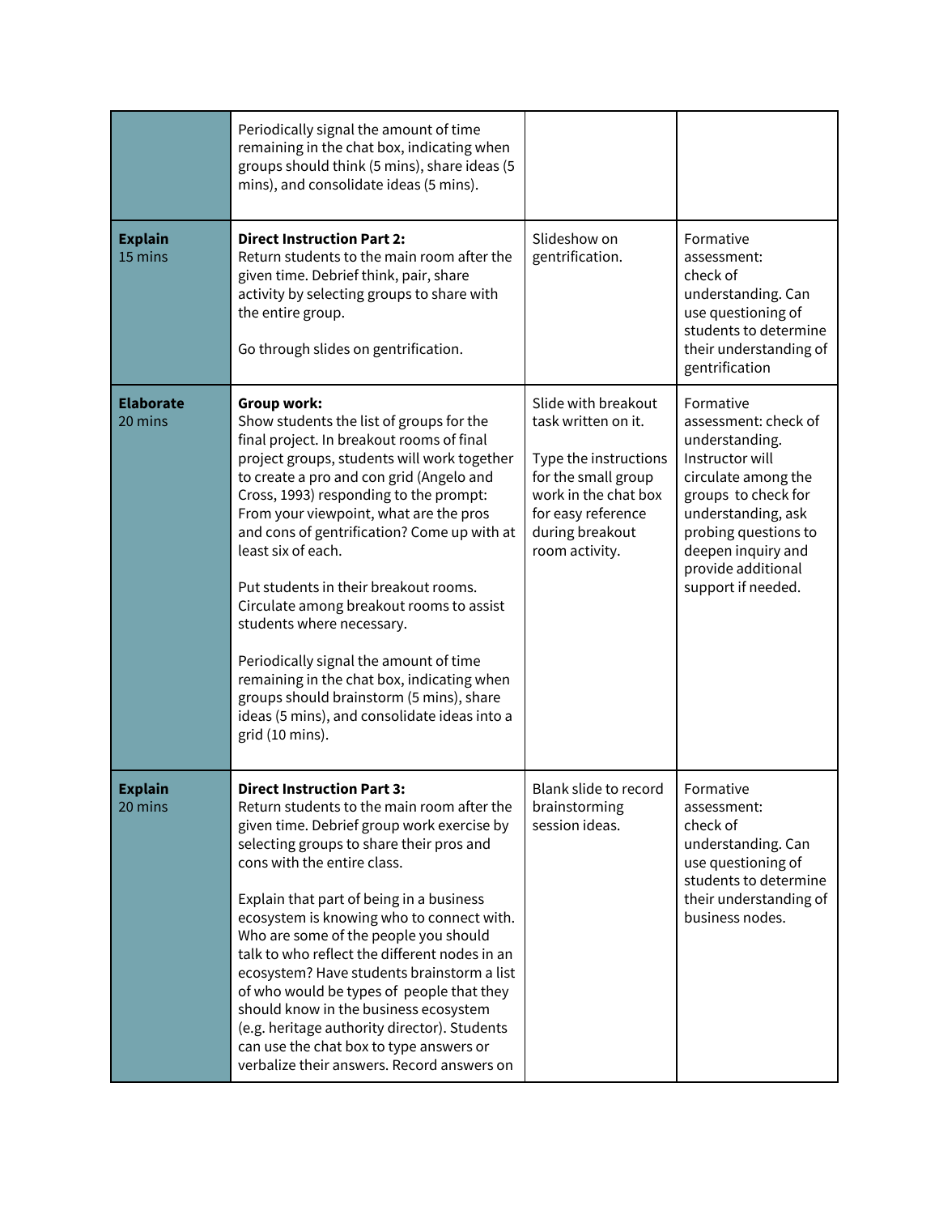| | | | |
|---|---|---|---|
| | Periodically signal the amount of time remaining in the chat box, indicating when groups should think (5 mins), share ideas (5 mins), and consolidate ideas (5 mins). | | |
| **Explain** 15 mins | **Direct Instruction Part 2:** Return students to the main room after the given time. Debrief think, pair, share activity by selecting groups to share with the entire group.<br><br>Go through slides on gentrification. | Slideshow on gentrification. | Formative assessment: check of understanding. Can use questioning of students to determine their understanding of gentrification |
| **Elaborate** 20 mins | **Group work:** Show students the list of groups for the final project. In breakout rooms of final project groups, students will work together to create a pro and con grid (Angelo and Cross, 1993) responding to the prompt: From your viewpoint, what are the pros and cons of gentrification? Come up with at least six of each.<br><br>Put students in their breakout rooms. Circulate among breakout rooms to assist students where necessary.<br><br>Periodically signal the amount of time remaining in the chat box, indicating when groups should brainstorm (5 mins), share ideas (5 mins), and consolidate ideas into a grid (10 mins). | Slide with breakout task written on it.<br><br>Type the instructions for the small group work in the chat box for easy reference during breakout room activity. | Formative assessment: check of understanding. Instructor will circulate among the groups to check for understanding, ask probing questions to deepen inquiry and provide additional support if needed. |
| **Explain** 20 mins | **Direct Instruction Part 3:** Return students to the main room after the given time. Debrief group work exercise by selecting groups to share their pros and cons with the entire class.<br><br>Explain that part of being in a business ecosystem is knowing who to connect with. Who are some of the people you should talk to who reflect the different nodes in an ecosystem? Have students brainstorm a list of who would be types of people that they should know in the business ecosystem (e.g. heritage authority director). Students can use the chat box to type answers or verbalize their answers. Record answers on | Blank slide to record brainstorming session ideas. | Formative assessment: check of understanding. Can use questioning of students to determine their understanding of business nodes. |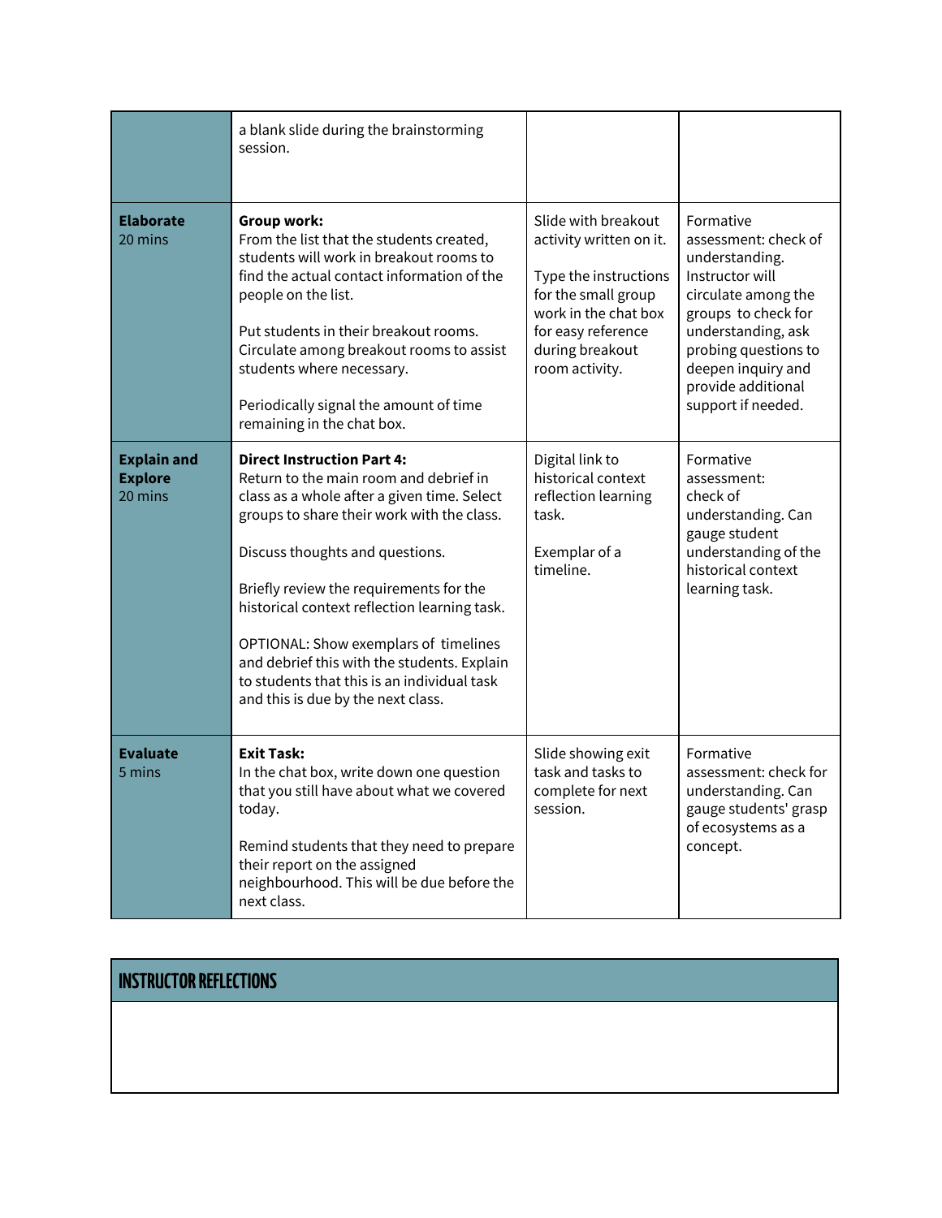| | | | |
|---|---|---|---|
| | a blank slide during the brainstorming session. | | |
| **Elaborate** 20 mins | **Group work:** From the list that the students created, students will work in breakout rooms to find the actual contact information of the people on the list.<br><br>Put students in their breakout rooms. Circulate among breakout rooms to assist students where necessary.<br><br>Periodically signal the amount of time remaining in the chat box. | Slide with breakout activity written on it.<br><br>Type the instructions for the small group work in the chat box for easy reference during breakout room activity. | Formative assessment: check of understanding. Instructor will circulate among the groups to check for understanding, ask probing questions to deepen inquiry and provide additional support if needed. |
| **Explain and Explore** 20 mins | **Direct Instruction Part 4:** Return to the main room and debrief in class as a whole after a given time. Select groups to share their work with the class.<br><br>Discuss thoughts and questions.<br><br>Briefly review the requirements for the historical context reflection learning task.<br><br>OPTIONAL: Show exemplars of timelines and debrief this with the students. Explain to students that this is an individual task and this is due by the next class. | Digital link to historical context reflection learning task.<br><br>Exemplar of a timeline. | Formative assessment: check of understanding. Can gauge student understanding of the historical context learning task. |
| **Evaluate** 5 mins | **Exit Task:** In the chat box, write down one question that you still have about what we covered today.<br><br>Remind students that they need to prepare their report on the assigned neighbourhood. This will be due before the next class. | Slide showing exit task and tasks to complete for next session. | Formative assessment: check for understanding. Can gauge students' grasp of ecosystems as a concept. |

## INSTRUCTOR REFLECTIONS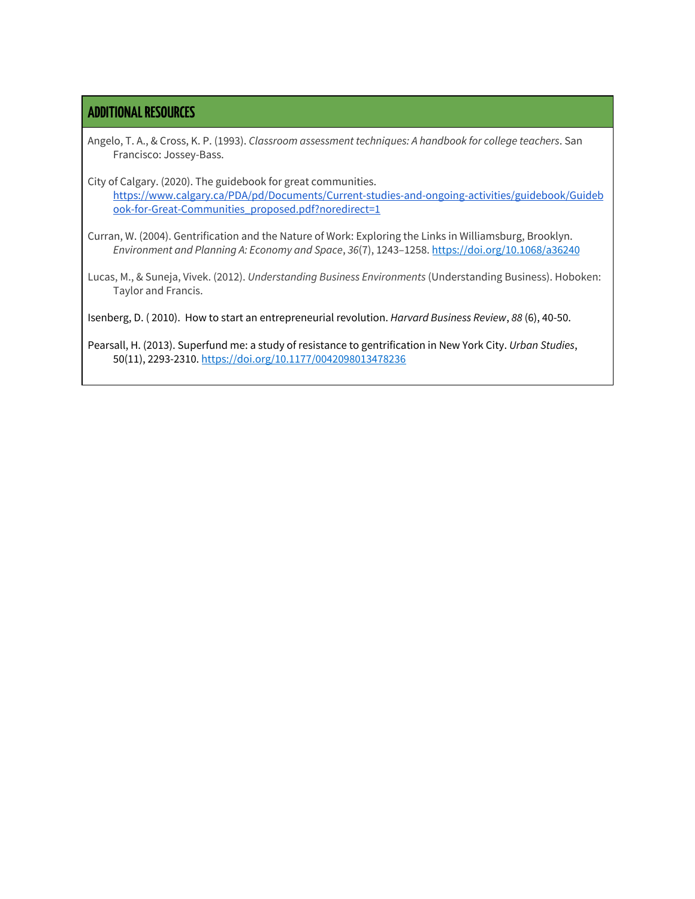## ADDITIONAL RESOURCES

Angelo, T. A., & Cross, K. P. (1993). *Classroom assessment techniques: A handbook for college teachers*. San Francisco: Jossey-Bass.

City of Calgary. (2020). The guidebook for great communities. https://www.calgary.ca/PDA/pd/Documents/Current-studies-and-ongoing-activities/guidebook/Guidebook-for-Great-Communities_proposed.pdf?noredirect=1

Curran, W. (2004). Gentrification and the Nature of Work: Exploring the Links in Williamsburg, Brooklyn. *Environment and Planning A: Economy and Space*, *36*(7), 1243–1258. https://doi.org/10.1068/a36240

Lucas, M., & Suneja, Vivek. (2012). *Understanding Business Environments* (Understanding Business). Hoboken: Taylor and Francis.

Isenberg, D. ( 2010). How to start an entrepreneurial revolution. *Harvard Business Review*, *88* (6), 40-50.

Pearsall, H. (2013). Superfund me: a study of resistance to gentrification in New York City. *Urban Studies*, 50(11), 2293-2310. https://doi.org/10.1177/0042098013478236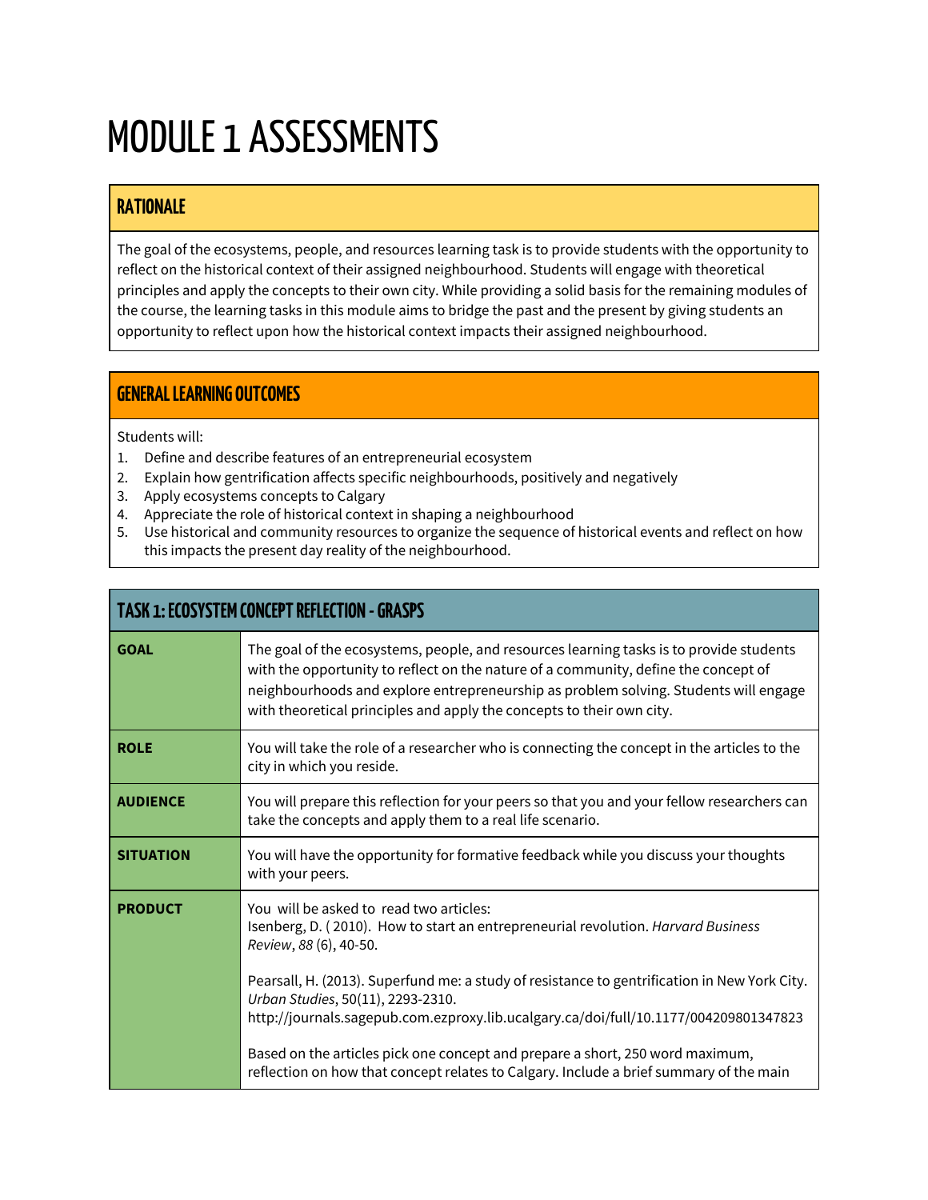# MODULE 1 ASSESSMENTS

## RATIONALE

The goal of the ecosystems, people, and resources learning task is to provide students with the opportunity to reflect on the historical context of their assigned neighbourhood. Students will engage with theoretical principles and apply the concepts to their own city. While providing a solid basis for the remaining modules of the course, the learning tasks in this module aims to bridge the past and the present by giving students an opportunity to reflect upon how the historical context impacts their assigned neighbourhood.

## GENERAL LEARNING OUTCOMES

Students will:

1. Define and describe features of an entrepreneurial ecosystem
2. Explain how gentrification affects specific neighbourhoods, positively and negatively
3. Apply ecosystems concepts to Calgary
4. Appreciate the role of historical context in shaping a neighbourhood
5. Use historical and community resources to organize the sequence of historical events and reflect on how this impacts the present day reality of the neighbourhood.

## TASK 1: ECOSYSTEM CONCEPT REFLECTION - GRASPS

| | |
|---|---|
| **GOAL** | The goal of the ecosystems, people, and resources learning tasks is to provide students with the opportunity to reflect on the nature of a community, define the concept of neighbourhoods and explore entrepreneurship as problem solving. Students will engage with theoretical principles and apply the concepts to their own city. |
| **ROLE** | You will take the role of a researcher who is connecting the concept in the articles to the city in which you reside. |
| **AUDIENCE** | You will prepare this reflection for your peers so that you and your fellow researchers can take the concepts and apply them to a real life scenario. |
| **SITUATION** | You will have the opportunity for formative feedback while you discuss your thoughts with your peers. |
| **PRODUCT** | You will be asked to read two articles:<br>Isenberg, D. ( 2010). How to start an entrepreneurial revolution. *Harvard Business Review*, *88* (6), 40-50.<br><br>Pearsall, H. (2013). Superfund me: a study of resistance to gentrification in New York City. *Urban Studies*, 50(11), 2293-2310. http://journals.sagepub.com.ezproxy.lib.ucalgary.ca/doi/full/10.1177/004209801347823<br><br>Based on the articles pick one concept and prepare a short, 250 word maximum, reflection on how that concept relates to Calgary. Include a brief summary of the main |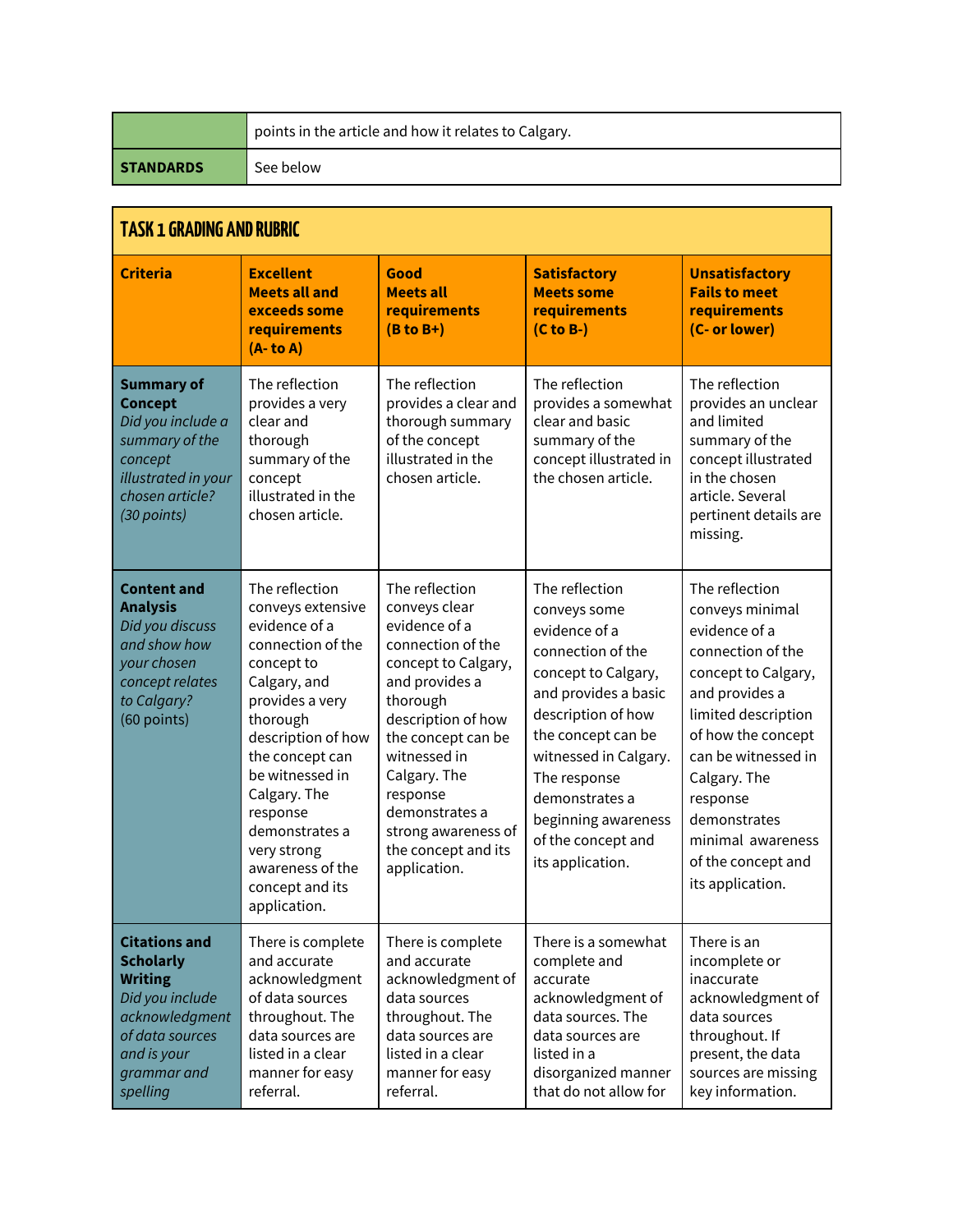| | points in the article and how it relates to Calgary. |
|---|---|
| **STANDARDS** | See below |

| **TASK 1 GRADING AND RUBRIC** | | | | |
|---|---|---|---|---|
| **Criteria** | **Excellent Meets all and exceeds some requirements (A- to A)** | **Good Meets all requirements (B to B+)** | **Satisfactory Meets some requirements (C to B-)** | **Unsatisfactory Fails to meet requirements (C- or lower)** |
| **Summary of Concept** *Did you include a summary of the concept illustrated in your chosen article? (30 points)* | The reflection provides a very clear and thorough summary of the concept illustrated in the chosen article. | The reflection provides a clear and thorough summary of the concept illustrated in the chosen article. | The reflection provides a somewhat clear and basic summary of the concept illustrated in the chosen article. | The reflection provides an unclear and limited summary of the concept illustrated in the chosen article. Several pertinent details are missing. |
| **Content and Analysis** *Did you discuss and show how your chosen concept relates to Calgary?* (60 points) | The reflection conveys extensive evidence of a connection of the concept to Calgary, and provides a very thorough description of how the concept can be witnessed in Calgary. The response demonstrates a very strong awareness of the concept and its application. | The reflection conveys clear evidence of a connection of the concept to Calgary, and provides a thorough description of how the concept can be witnessed in Calgary. The response demonstrates a strong awareness of the concept and its application. | The reflection conveys some evidence of a connection of the concept to Calgary, and provides a basic description of how the concept can be witnessed in Calgary. The response demonstrates a beginning awareness of the concept and its application. | The reflection conveys minimal evidence of a connection of the concept to Calgary, and provides a limited description of how the concept can be witnessed in Calgary. The response demonstrates minimal awareness of the concept and its application. |
| **Citations and Scholarly Writing** *Did you include acknowledgment of data sources and is your grammar and spelling* | There is complete and accurate acknowledgment of data sources throughout. The data sources are listed in a clear manner for easy referral. | There is complete and accurate acknowledgment of data sources throughout. The data sources are listed in a clear manner for easy referral. | There is a somewhat complete and accurate acknowledgment of data sources. The data sources are listed in a disorganized manner that do not allow for | There is an incomplete or inaccurate acknowledgment of data sources throughout. If present, the data sources are missing key information. |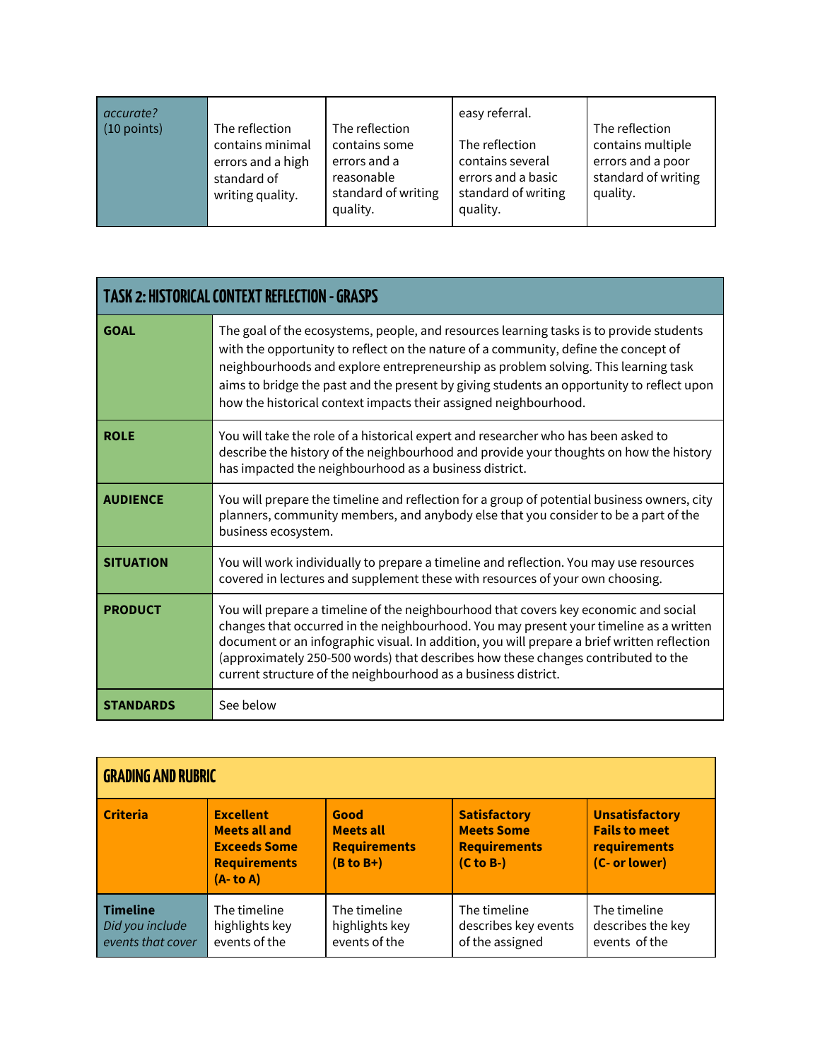| *accurate?* (10 points) | The reflection contains minimal errors and a high standard of writing quality. | The reflection contains some errors and a reasonable standard of writing quality. | easy referral. The reflection contains several errors and a basic standard of writing quality. | The reflection contains multiple errors and a poor standard of writing quality. |
|---|---|---|---|---|

| **TASK 2: HISTORICAL CONTEXT REFLECTION - GRASPS** | |
|---|---|
| **GOAL** | The goal of the ecosystems, people, and resources learning tasks is to provide students with the opportunity to reflect on the nature of a community, define the concept of neighbourhoods and explore entrepreneurship as problem solving. This learning task aims to bridge the past and the present by giving students an opportunity to reflect upon how the historical context impacts their assigned neighbourhood. |
| **ROLE** | You will take the role of a historical expert and researcher who has been asked to describe the history of the neighbourhood and provide your thoughts on how the history has impacted the neighbourhood as a business district. |
| **AUDIENCE** | You will prepare the timeline and reflection for a group of potential business owners, city planners, community members, and anybody else that you consider to be a part of the business ecosystem. |
| **SITUATION** | You will work individually to prepare a timeline and reflection. You may use resources covered in lectures and supplement these with resources of your own choosing. |
| **PRODUCT** | You will prepare a timeline of the neighbourhood that covers key economic and social changes that occurred in the neighbourhood. You may present your timeline as a written document or an infographic visual. In addition, you will prepare a brief written reflection (approximately 250-500 words) that describes how these changes contributed to the current structure of the neighbourhood as a business district. |
| **STANDARDS** | See below |

| **GRADING AND RUBRIC** | | | | |
|---|---|---|---|---|
| **Criteria** | **Excellent Meets all and Exceeds Some Requirements (A- to A)** | **Good Meets all Requirements (B to B+)** | **Satisfactory Meets Some Requirements (C to B-)** | **Unsatisfactory Fails to meet requirements (C- or lower)** |
| **Timeline** *Did you include events that cover* | The timeline highlights key events of the | The timeline highlights key events of the | The timeline describes key events of the assigned | The timeline describes the key events of the |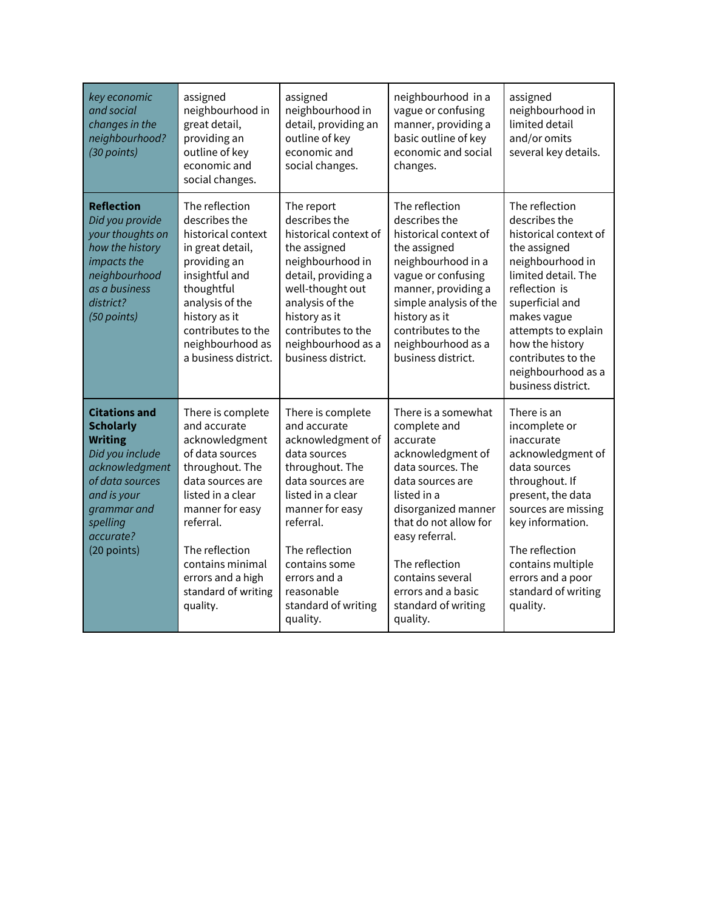| | | | | |
|---|---|---|---|---|
| *key economic and social changes in the neighbourhood? (30 points)* | assigned neighbourhood in great detail, providing an outline of key economic and social changes. | assigned neighbourhood in detail, providing an outline of key economic and social changes. | neighbourhood in a vague or confusing manner, providing a basic outline of key economic and social changes. | assigned neighbourhood in limited detail and/or omits several key details. |
| **Reflection** *Did you provide your thoughts on how the history impacts the neighbourhood as a business district? (50 points)* | The reflection describes the historical context in great detail, providing an insightful and thoughtful analysis of the history as it contributes to the neighbourhood as a business district. | The report describes the historical context of the assigned neighbourhood in detail, providing a well-thought out analysis of the history as it contributes to the neighbourhood as a business district. | The reflection describes the historical context of the assigned neighbourhood in a vague or confusing manner, providing a simple analysis of the history as it contributes to the neighbourhood as a business district. | The reflection describes the historical context of the assigned neighbourhood in limited detail. The reflection is superficial and makes vague attempts to explain how the history contributes to the neighbourhood as a business district. |
| **Citations and Scholarly Writing** *Did you include acknowledgment of data sources and is your grammar and spelling accurate?* (20 points) | There is complete and accurate acknowledgment of data sources throughout. The data sources are listed in a clear manner for easy referral. The reflection contains minimal errors and a high standard of writing quality. | There is complete and accurate acknowledgment of data sources throughout. The data sources are listed in a clear manner for easy referral. The reflection contains some errors and a reasonable standard of writing quality. | There is a somewhat complete and accurate acknowledgment of data sources. The data sources are listed in a disorganized manner that do not allow for easy referral. The reflection contains several errors and a basic standard of writing quality. | There is an incomplete or inaccurate acknowledgment of data sources throughout. If present, the data sources are missing key information. The reflection contains multiple errors and a poor standard of writing quality. |